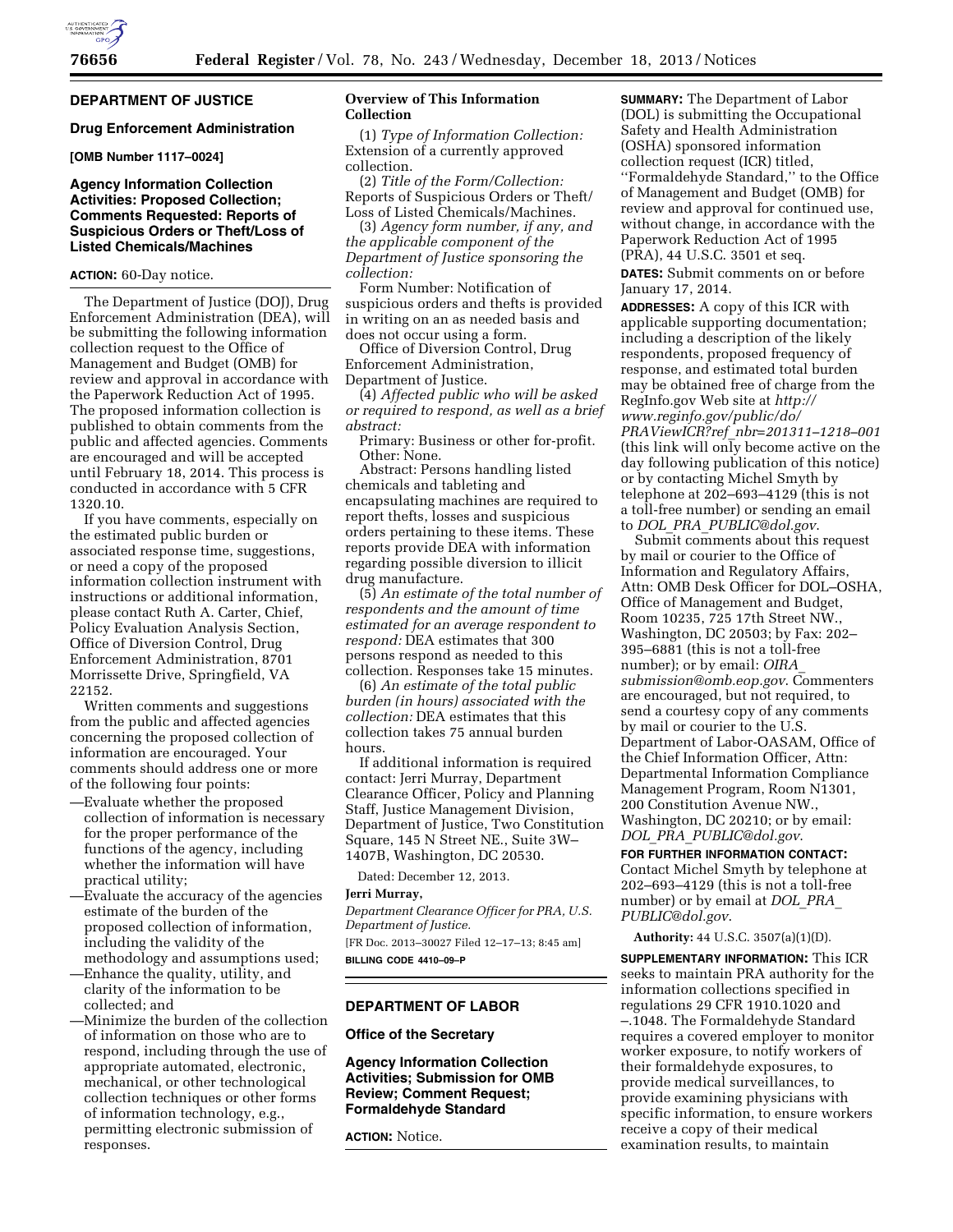## DEPARTMENT OF JUSTICE

### Drug Enforcement Administration

**[OMB Number 1117–0024]**

### Agency Information Collection Activities: Proposed Collection; Comments Requested: Reports of Suspicious Orders or Theft/Loss of Listed Chemicals/Machines

**ACTION:** 60-Day notice.

The Department of Justice (DOJ), Drug Enforcement Administration (DEA), will be submitting the following information collection request to the Office of Management and Budget (OMB) for review and approval in accordance with the Paperwork Reduction Act of 1995. The proposed information collection is published to obtain comments from the public and affected agencies. Comments are encouraged and will be accepted until February 18, 2014. This process is conducted in accordance with 5 CFR 1320.10.

If you have comments, especially on the estimated public burden or associated response time, suggestions, or need a copy of the proposed information collection instrument with instructions or additional information, please contact Ruth A. Carter, Chief, Policy Evaluation Analysis Section, Office of Diversion Control, Drug Enforcement Administration, 8701 Morrissette Drive, Springfield, VA 22152.

Written comments and suggestions from the public and affected agencies concerning the proposed collection of information are encouraged. Your comments should address one or more of the following four points:

—Evaluate whether the proposed collection of information is necessary for the proper performance of the functions of the agency, including whether the information will have practical utility;

—Evaluate the accuracy of the agencies estimate of the burden of the proposed collection of information, including the validity of the methodology and assumptions used;

—Enhance the quality, utility, and clarity of the information to be collected; and

—Minimize the burden of the collection of information on those who are to respond, including through the use of appropriate automated, electronic, mechanical, or other technological collection techniques or other forms of information technology, e.g., permitting electronic submission of responses.

**Overview of This Information Collection**

(1) *Type of Information Collection:* Extension of a currently approved collection.

(2) *Title of the Form/Collection:* Reports of Suspicious Orders or Theft/Loss of Listed Chemicals/Machines.

(3) *Agency form number, if any, and the applicable component of the Department of Justice sponsoring the collection:*

Form Number: Notification of suspicious orders and thefts is provided in writing on an as needed basis and does not occur using a form.

Office of Diversion Control, Drug Enforcement Administration, Department of Justice.

(4) *Affected public who will be asked or required to respond, as well as a brief abstract:*

Primary: Business or other for-profit.

Other: None.

Abstract: Persons handling listed chemicals and tableting and encapsulating machines are required to report thefts, losses and suspicious orders pertaining to these items. These reports provide DEA with information regarding possible diversion to illicit drug manufacture.

(5) *An estimate of the total number of respondents and the amount of time estimated for an average respondent to respond:* DEA estimates that 300 persons respond as needed to this collection. Responses take 15 minutes.

(6) *An estimate of the total public burden (in hours) associated with the collection:* DEA estimates that this collection takes 75 annual burden hours.

If additional information is required contact: Jerri Murray, Department Clearance Officer, Policy and Planning Staff, Justice Management Division, Department of Justice, Two Constitution Square, 145 N Street NE., Suite 3W–1407B, Washington, DC 20530.

Dated: December 12, 2013.

**Jerri Murray,**

*Department Clearance Officer for PRA, U.S. Department of Justice.*

[FR Doc. 2013–30027 Filed 12–17–13; 8:45 am]

**BILLING CODE 4410–09–P**

## DEPARTMENT OF LABOR

### Office of the Secretary

### Agency Information Collection Activities; Submission for OMB Review; Comment Request; Formaldehyde Standard

**ACTION:** Notice.

**SUMMARY:** The Department of Labor (DOL) is submitting the Occupational Safety and Health Administration (OSHA) sponsored information collection request (ICR) titled, ''Formaldehyde Standard,'' to the Office of Management and Budget (OMB) for review and approval for continued use, without change, in accordance with the Paperwork Reduction Act of 1995 (PRA), 44 U.S.C. 3501 et seq.

**DATES:** Submit comments on or before January 17, 2014.

**ADDRESSES:** A copy of this ICR with applicable supporting documentation; including a description of the likely respondents, proposed frequency of response, and estimated total burden may be obtained free of charge from the RegInfo.gov Web site at *http://www.reginfo.gov/public/do/PRAViewICR?ref_nbr=201311–1218–001* (this link will only become active on the day following publication of this notice) or by contacting Michel Smyth by telephone at 202–693–4129 (this is not a toll-free number) or sending an email to *DOL_PRA_PUBLIC@dol.gov*.

Submit comments about this request by mail or courier to the Office of Information and Regulatory Affairs, Attn: OMB Desk Officer for DOL–OSHA, Office of Management and Budget, Room 10235, 725 17th Street NW., Washington, DC 20503; by Fax: 202–395–6881 (this is not a toll-free number); or by email: *OIRA_submission@omb.eop.gov*. Commenters are encouraged, but not required, to send a courtesy copy of any comments by mail or courier to the U.S. Department of Labor-OASAM, Office of the Chief Information Officer, Attn: Departmental Information Compliance Management Program, Room N1301, 200 Constitution Avenue NW., Washington, DC 20210; or by email: *DOL_PRA_PUBLIC@dol.gov*.

**FOR FURTHER INFORMATION CONTACT:** Contact Michel Smyth by telephone at 202–693–4129 (this is not a toll-free number) or by email at *DOL_PRA_PUBLIC@dol.gov*.

**Authority:** 44 U.S.C. 3507(a)(1)(D).

**SUPPLEMENTARY INFORMATION:** This ICR seeks to maintain PRA authority for the information collections specified in regulations 29 CFR 1910.1020 and –.1048. The Formaldehyde Standard requires a covered employer to monitor worker exposure, to notify workers of their formaldehyde exposures, to provide medical surveillances, to provide examining physicians with specific information, to ensure workers receive a copy of their medical examination results, to maintain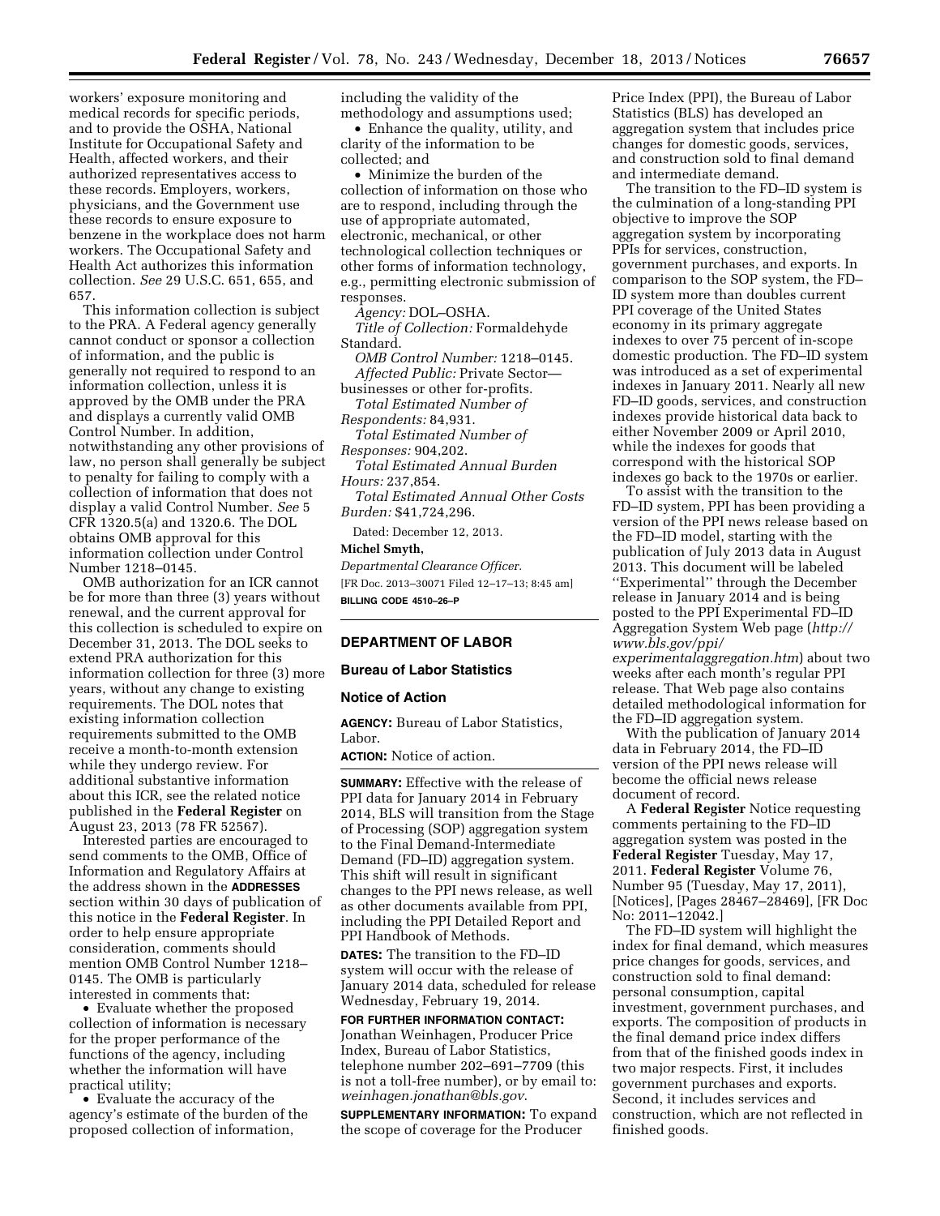workers' exposure monitoring and medical records for specific periods, and to provide the OSHA, National Institute for Occupational Safety and Health, affected workers, and their authorized representatives access to these records. Employers, workers, physicians, and the Government use these records to ensure exposure to benzene in the workplace does not harm workers. The Occupational Safety and Health Act authorizes this information collection. *See* 29 U.S.C. 651, 655, and 657.

This information collection is subject to the PRA. A Federal agency generally cannot conduct or sponsor a collection of information, and the public is generally not required to respond to an information collection, unless it is approved by the OMB under the PRA and displays a currently valid OMB Control Number. In addition, notwithstanding any other provisions of law, no person shall generally be subject to penalty for failing to comply with a collection of information that does not display a valid Control Number. *See* 5 CFR 1320.5(a) and 1320.6. The DOL obtains OMB approval for this information collection under Control Number 1218–0145.

OMB authorization for an ICR cannot be for more than three (3) years without renewal, and the current approval for this collection is scheduled to expire on December 31, 2013. The DOL seeks to extend PRA authorization for this information collection for three (3) more years, without any change to existing requirements. The DOL notes that existing information collection requirements submitted to the OMB receive a month-to-month extension while they undergo review. For additional substantive information about this ICR, see the related notice published in the **Federal Register** on August 23, 2013 (78 FR 52567).

Interested parties are encouraged to send comments to the OMB, Office of Information and Regulatory Affairs at the address shown in the **ADDRESSES** section within 30 days of publication of this notice in the **Federal Register**. In order to help ensure appropriate consideration, comments should mention OMB Control Number 1218–0145. The OMB is particularly interested in comments that:

- Evaluate whether the proposed collection of information is necessary for the proper performance of the functions of the agency, including whether the information will have practical utility;
- Evaluate the accuracy of the agency's estimate of the burden of the proposed collection of information, including the validity of the methodology and assumptions used;
- Enhance the quality, utility, and clarity of the information to be collected; and
- Minimize the burden of the collection of information on those who are to respond, including through the use of appropriate automated, electronic, mechanical, or other technological collection techniques or other forms of information technology, e.g., permitting electronic submission of responses.

*Agency:* DOL–OSHA.

*Title of Collection:* Formaldehyde Standard.

*OMB Control Number:* 1218–0145.

*Affected Public:* Private Sector—businesses or other for-profits.

*Total Estimated Number of Respondents:* 84,931.

*Total Estimated Number of Responses:* 904,202.

*Total Estimated Annual Burden Hours:* 237,854.

*Total Estimated Annual Other Costs Burden:* $41,724,296.

Dated: December 12, 2013.

**Michel Smyth,**

*Departmental Clearance Officer.*

[FR Doc. 2013–30071 Filed 12–17–13; 8:45 am]

**BILLING CODE 4510–26–P**

## DEPARTMENT OF LABOR

### Bureau of Labor Statistics

### Notice of Action

**AGENCY:** Bureau of Labor Statistics, Labor.

**ACTION:** Notice of action.

**SUMMARY:** Effective with the release of PPI data for January 2014 in February 2014, BLS will transition from the Stage of Processing (SOP) aggregation system to the Final Demand-Intermediate Demand (FD–ID) aggregation system. This shift will result in significant changes to the PPI news release, as well as other documents available from PPI, including the PPI Detailed Report and PPI Handbook of Methods.

**DATES:** The transition to the FD–ID system will occur with the release of January 2014 data, scheduled for release Wednesday, February 19, 2014.

**FOR FURTHER INFORMATION CONTACT:** Jonathan Weinhagen, Producer Price Index, Bureau of Labor Statistics, telephone number 202–691–7709 (this is not a toll-free number), or by email to: *weinhagen.jonathan@bls.gov*.

**SUPPLEMENTARY INFORMATION:** To expand the scope of coverage for the Producer Price Index (PPI), the Bureau of Labor Statistics (BLS) has developed an aggregation system that includes price changes for domestic goods, services, and construction sold to final demand and intermediate demand.

The transition to the FD–ID system is the culmination of a long-standing PPI objective to improve the SOP aggregation system by incorporating PPIs for services, construction, government purchases, and exports. In comparison to the SOP system, the FD–ID system more than doubles current PPI coverage of the United States economy in its primary aggregate indexes to over 75 percent of in-scope domestic production. The FD–ID system was introduced as a set of experimental indexes in January 2011. Nearly all new FD–ID goods, services, and construction indexes provide historical data back to either November 2009 or April 2010, while the indexes for goods that correspond with the historical SOP indexes go back to the 1970s or earlier.

To assist with the transition to the FD–ID system, PPI has been providing a version of the PPI news release based on the FD–ID model, starting with the publication of July 2013 data in August 2013. This document will be labeled "Experimental" through the December release in January 2014 and is being posted to the PPI Experimental FD–ID Aggregation System Web page (*http://www.bls.gov/ppi/experimentalaggregation.htm*) about two weeks after each month's regular PPI release. That Web page also contains detailed methodological information for the FD–ID aggregation system.

With the publication of January 2014 data in February 2014, the FD–ID version of the PPI news release will become the official news release document of record.

A **Federal Register** Notice requesting comments pertaining to the FD–ID aggregation system was posted in the **Federal Register** Tuesday, May 17, 2011. **Federal Register** Volume 76, Number 95 (Tuesday, May 17, 2011), [Notices], [Pages 28467–28469], [FR Doc No: 2011–12042.]

The FD–ID system will highlight the index for final demand, which measures price changes for goods, services, and construction sold to final demand: personal consumption, capital investment, government purchases, and exports. The composition of products in the final demand price index differs from that of the finished goods index in two major respects. First, it includes government purchases and exports. Second, it includes services and construction, which are not reflected in finished goods.